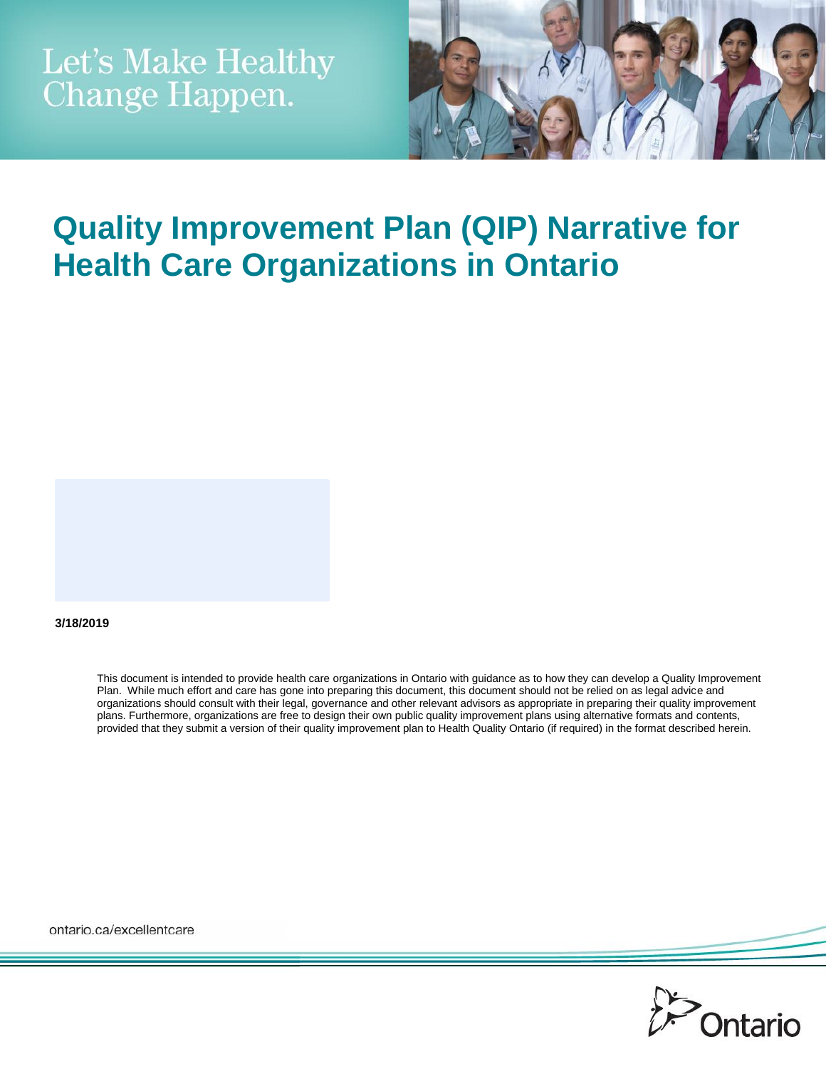Let's Make Healthy Change Happen.

# Quality Improvement Plan (QIP) Narrative for Health Care Organizations in Ontario

**3/18/2019**

This document is intended to provide health care organizations in Ontario with guidance as to how they can develop a Quality Improvement Plan. While much effort and care has gone into preparing this document, this document should not be relied on as legal advice and organizations should consult with their legal, governance and other relevant advisors as appropriate in preparing their quality improvement plans. Furthermore, organizations are free to design their own public quality improvement plans using alternative formats and contents, provided that they submit a version of their quality improvement plan to Health Quality Ontario (if required) in the format described herein.

ontario.ca/excellentcare

Ontario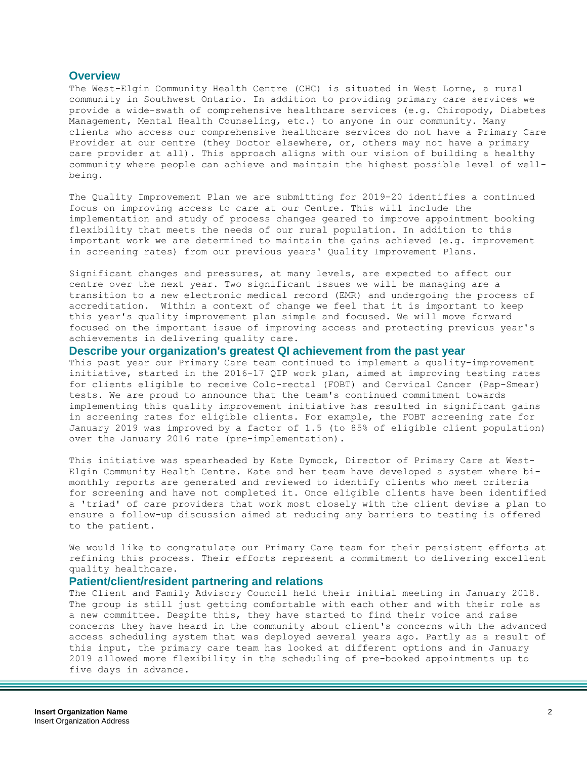## Overview

The West-Elgin Community Health Centre (CHC) is situated in West Lorne, a rural community in Southwest Ontario. In addition to providing primary care services we provide a wide-swath of comprehensive healthcare services (e.g. Chiropody, Diabetes Management, Mental Health Counseling, etc.) to anyone in our community. Many clients who access our comprehensive healthcare services do not have a Primary Care Provider at our centre (they Doctor elsewhere, or, others may not have a primary care provider at all). This approach aligns with our vision of building a healthy community where people can achieve and maintain the highest possible level of well-being.

The Quality Improvement Plan we are submitting for 2019-20 identifies a continued focus on improving access to care at our Centre. This will include the implementation and study of process changes geared to improve appointment booking flexibility that meets the needs of our rural population. In addition to this important work we are determined to maintain the gains achieved (e.g. improvement in screening rates) from our previous years' Quality Improvement Plans.

Significant changes and pressures, at many levels, are expected to affect our centre over the next year. Two significant issues we will be managing are a transition to a new electronic medical record (EMR) and undergoing the process of accreditation. Within a context of change we feel that it is important to keep this year's quality improvement plan simple and focused. We will move forward focused on the important issue of improving access and protecting previous year's achievements in delivering quality care.

## Describe your organization's greatest QI achievement from the past year

This past year our Primary Care team continued to implement a quality-improvement initiative, started in the 2016-17 QIP work plan, aimed at improving testing rates for clients eligible to receive Colo-rectal (FOBT) and Cervical Cancer (Pap-Smear) tests. We are proud to announce that the team's continued commitment towards implementing this quality improvement initiative has resulted in significant gains in screening rates for eligible clients. For example, the FOBT screening rate for January 2019 was improved by a factor of 1.5 (to 85% of eligible client population) over the January 2016 rate (pre-implementation).

This initiative was spearheaded by Kate Dymock, Director of Primary Care at West-Elgin Community Health Centre. Kate and her team have developed a system where bi-monthly reports are generated and reviewed to identify clients who meet criteria for screening and have not completed it. Once eligible clients have been identified a 'triad' of care providers that work most closely with the client devise a plan to ensure a follow-up discussion aimed at reducing any barriers to testing is offered to the patient.

We would like to congratulate our Primary Care team for their persistent efforts at refining this process. Their efforts represent a commitment to delivering excellent quality healthcare.

## Patient/client/resident partnering and relations

The Client and Family Advisory Council held their initial meeting in January 2018. The group is still just getting comfortable with each other and with their role as a new committee. Despite this, they have started to find their voice and raise concerns they have heard in the community about client's concerns with the advanced access scheduling system that was deployed several years ago. Partly as a result of this input, the primary care team has looked at different options and in January 2019 allowed more flexibility in the scheduling of pre-booked appointments up to five days in advance.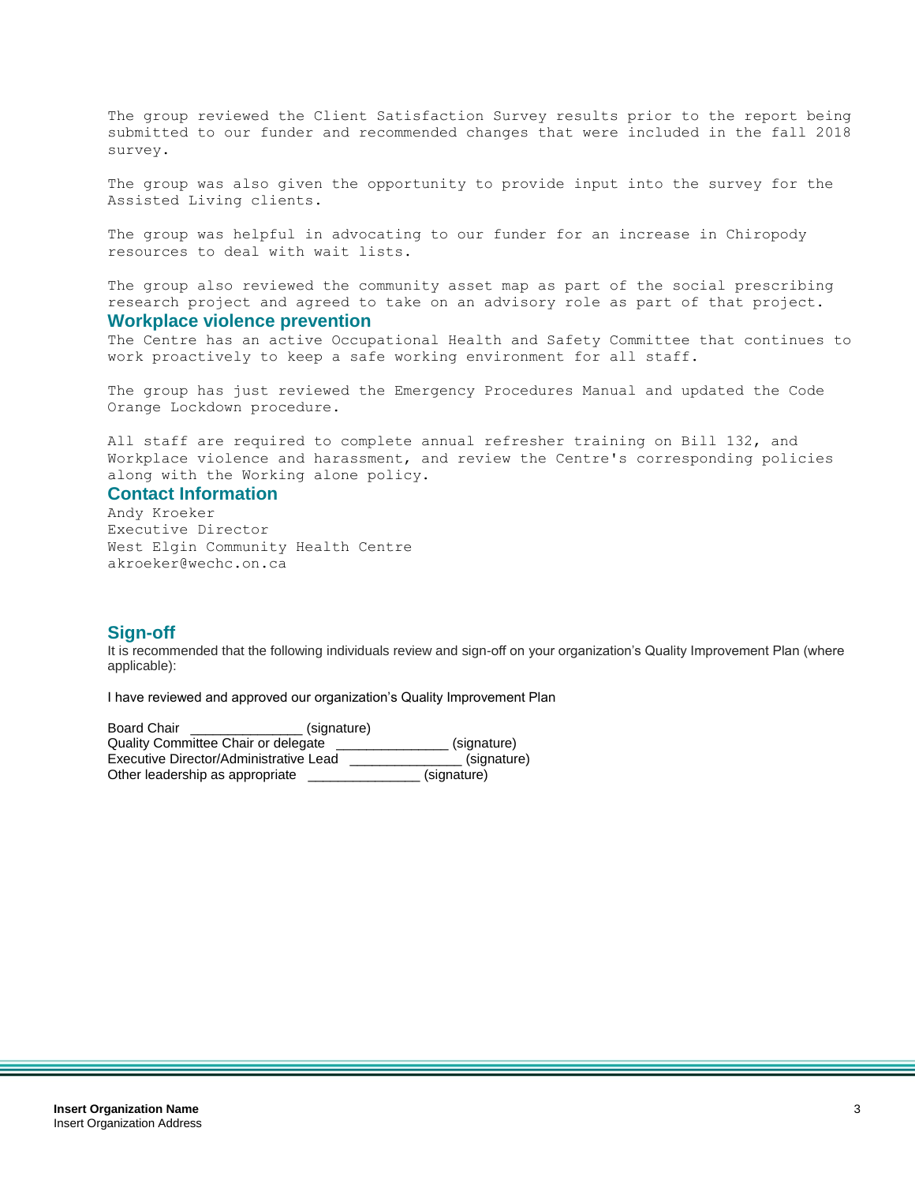The group reviewed the Client Satisfaction Survey results prior to the report being submitted to our funder and recommended changes that were included in the fall 2018 survey.

The group was also given the opportunity to provide input into the survey for the Assisted Living clients.

The group was helpful in advocating to our funder for an increase in Chiropody resources to deal with wait lists.

The group also reviewed the community asset map as part of the social prescribing research project and agreed to take on an advisory role as part of that project.

## Workplace violence prevention

The Centre has an active Occupational Health and Safety Committee that continues to work proactively to keep a safe working environment for all staff.

The group has just reviewed the Emergency Procedures Manual and updated the Code Orange Lockdown procedure.

All staff are required to complete annual refresher training on Bill 132, and Workplace violence and harassment, and review the Centre's corresponding policies along with the Working alone policy.

## Contact Information

Andy Kroeker
Executive Director
West Elgin Community Health Centre
akroeker@wechc.on.ca

## Sign-off

It is recommended that the following individuals review and sign-off on your organization's Quality Improvement Plan (where applicable):

I have reviewed and approved our organization's Quality Improvement Plan

Board Chair _______________ (signature)
Quality Committee Chair or delegate _______________ (signature)
Executive Director/Administrative Lead _______________ (signature)
Other leadership as appropriate _______________ (signature)